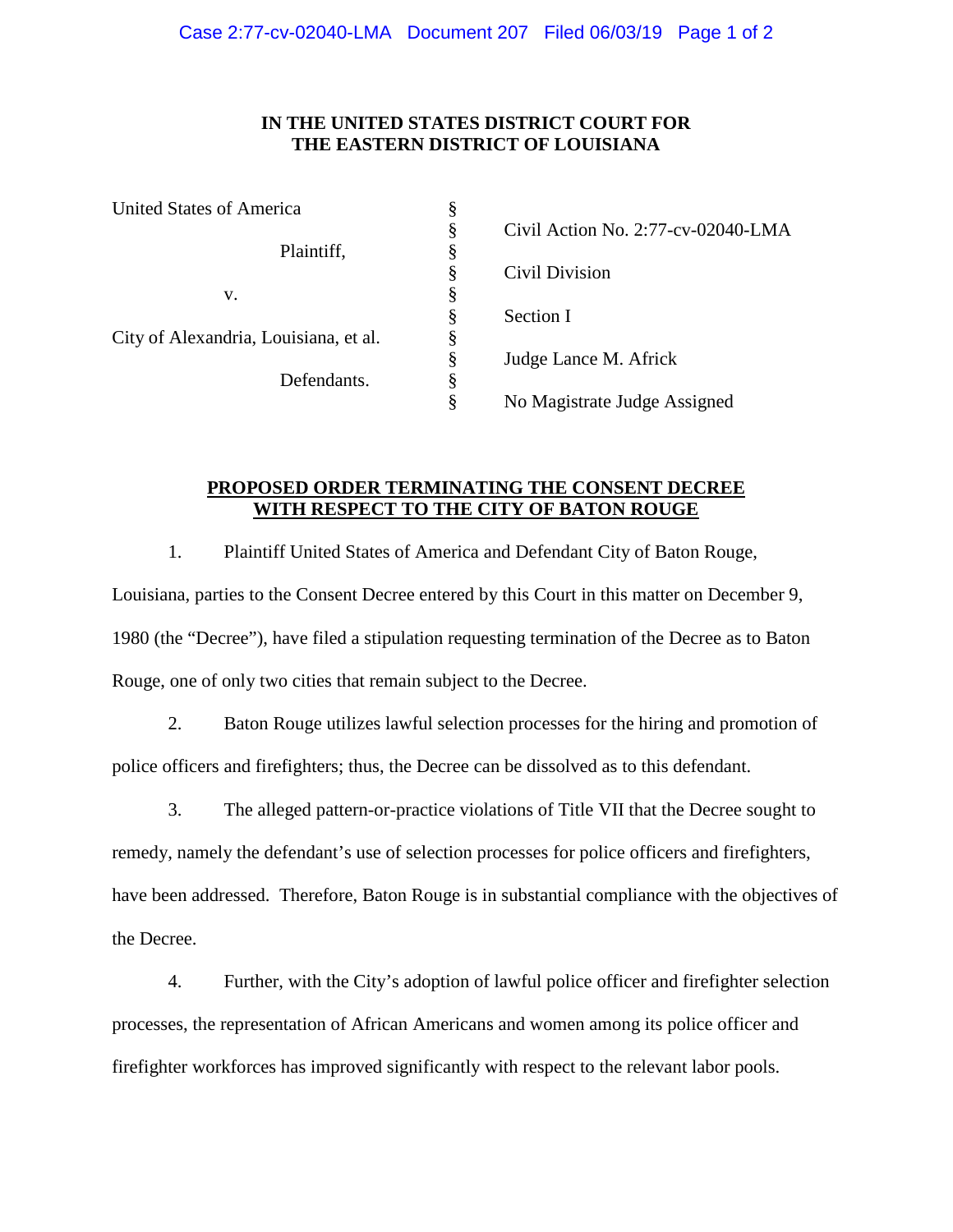**IN THE UNITED STATES DISTRICT COURT FOR**
**THE EASTERN DISTRICT OF LOUISIANA**

| | | |
|---|---|---|
| United States of America | § | |
| | § | Civil Action No. 2:77-cv-02040-LMA |
| Plaintiff, | § | |
| | § | Civil Division |
| v. | § | |
| | § | Section I |
| City of Alexandria, Louisiana, et al. | § | |
| | § | Judge Lance M. Africk |
| Defendants. | § | |
| | § | No Magistrate Judge Assigned |

**PROPOSED ORDER TERMINATING THE CONSENT DECREE WITH RESPECT TO THE CITY OF BATON ROUGE**

1. Plaintiff United States of America and Defendant City of Baton Rouge, Louisiana, parties to the Consent Decree entered by this Court in this matter on December 9, 1980 (the "Decree"), have filed a stipulation requesting termination of the Decree as to Baton Rouge, one of only two cities that remain subject to the Decree.

2. Baton Rouge utilizes lawful selection processes for the hiring and promotion of police officers and firefighters; thus, the Decree can be dissolved as to this defendant.

3. The alleged pattern-or-practice violations of Title VII that the Decree sought to remedy, namely the defendant's use of selection processes for police officers and firefighters, have been addressed. Therefore, Baton Rouge is in substantial compliance with the objectives of the Decree.

4. Further, with the City's adoption of lawful police officer and firefighter selection processes, the representation of African Americans and women among its police officer and firefighter workforces has improved significantly with respect to the relevant labor pools.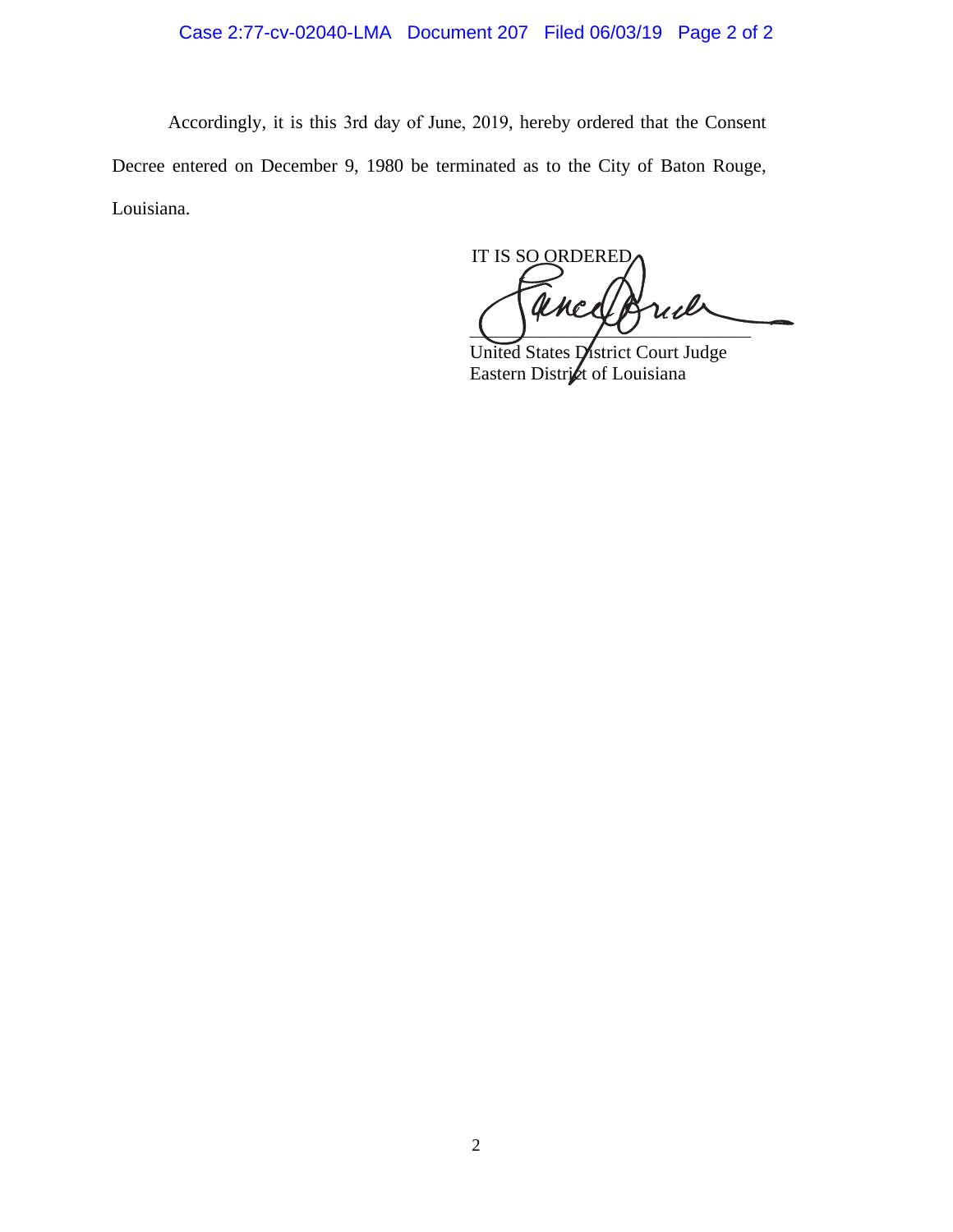Accordingly, it is this 3rd day of June, 2019, hereby ordered that the Consent Decree entered on December 9, 1980 be terminated as to the City of Baton Rouge, Louisiana.

IT IS SO ORDERED

United States District Court Judge
Eastern District of Louisiana